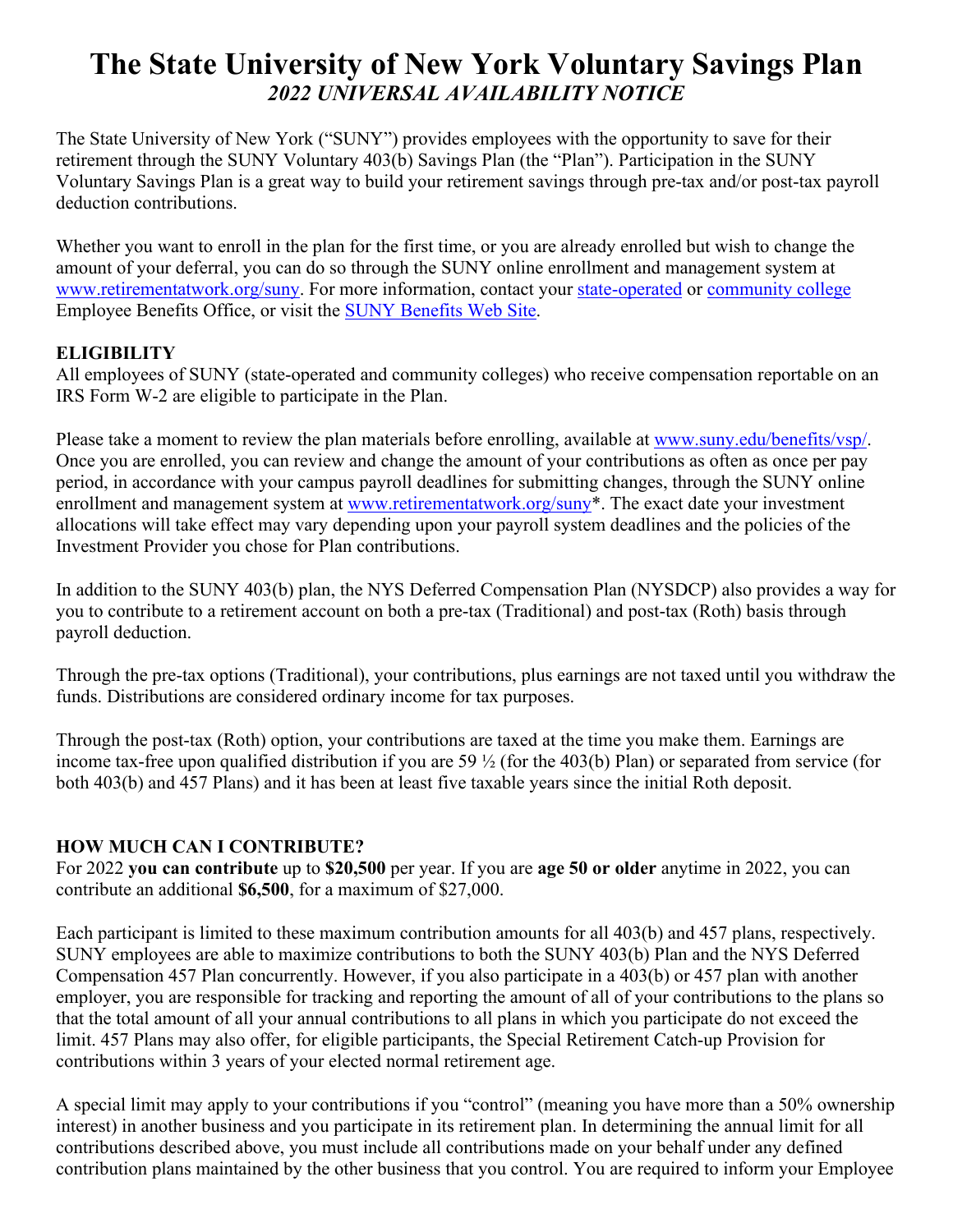# The State University of New York Voluntary Savings Plan

***2022 UNIVERSAL AVAILABILITY NOTICE***

The State University of New York ("SUNY") provides employees with the opportunity to save for their retirement through the SUNY Voluntary 403(b) Savings Plan (the "Plan"). Participation in the SUNY Voluntary Savings Plan is a great way to build your retirement savings through pre-tax and/or post-tax payroll deduction contributions.

Whether you want to enroll in the plan for the first time, or you are already enrolled but wish to change the amount of your deferral, you can do so through the SUNY online enrollment and management system at www.retirementatwork.org/suny. For more information, contact your state-operated or community college Employee Benefits Office, or visit the SUNY Benefits Web Site.

**ELIGIBILITY**

All employees of SUNY (state-operated and community colleges) who receive compensation reportable on an IRS Form W-2 are eligible to participate in the Plan.

Please take a moment to review the plan materials before enrolling, available at www.suny.edu/benefits/vsp/. Once you are enrolled, you can review and change the amount of your contributions as often as once per pay period, in accordance with your campus payroll deadlines for submitting changes, through the SUNY online enrollment and management system at www.retirementatwork.org/suny*. The exact date your investment allocations will take effect may vary depending upon your payroll system deadlines and the policies of the Investment Provider you chose for Plan contributions.

In addition to the SUNY 403(b) plan, the NYS Deferred Compensation Plan (NYSDCP) also provides a way for you to contribute to a retirement account on both a pre-tax (Traditional) and post-tax (Roth) basis through payroll deduction.

Through the pre-tax options (Traditional), your contributions, plus earnings are not taxed until you withdraw the funds. Distributions are considered ordinary income for tax purposes.

Through the post-tax (Roth) option, your contributions are taxed at the time you make them. Earnings are income tax-free upon qualified distribution if you are 59 ½ (for the 403(b) Plan) or separated from service (for both 403(b) and 457 Plans) and it has been at least five taxable years since the initial Roth deposit.

**HOW MUCH CAN I CONTRIBUTE?**

For 2022 **you can contribute** up to **$20,500** per year. If you are **age 50 or older** anytime in 2022, you can contribute an additional **$6,500**, for a maximum of $27,000.

Each participant is limited to these maximum contribution amounts for all 403(b) and 457 plans, respectively. SUNY employees are able to maximize contributions to both the SUNY 403(b) Plan and the NYS Deferred Compensation 457 Plan concurrently. However, if you also participate in a 403(b) or 457 plan with another employer, you are responsible for tracking and reporting the amount of all of your contributions to the plans so that the total amount of all your annual contributions to all plans in which you participate do not exceed the limit. 457 Plans may also offer, for eligible participants, the Special Retirement Catch-up Provision for contributions within 3 years of your elected normal retirement age.

A special limit may apply to your contributions if you "control" (meaning you have more than a 50% ownership interest) in another business and you participate in its retirement plan. In determining the annual limit for all contributions described above, you must include all contributions made on your behalf under any defined contribution plans maintained by the other business that you control. You are required to inform your Employee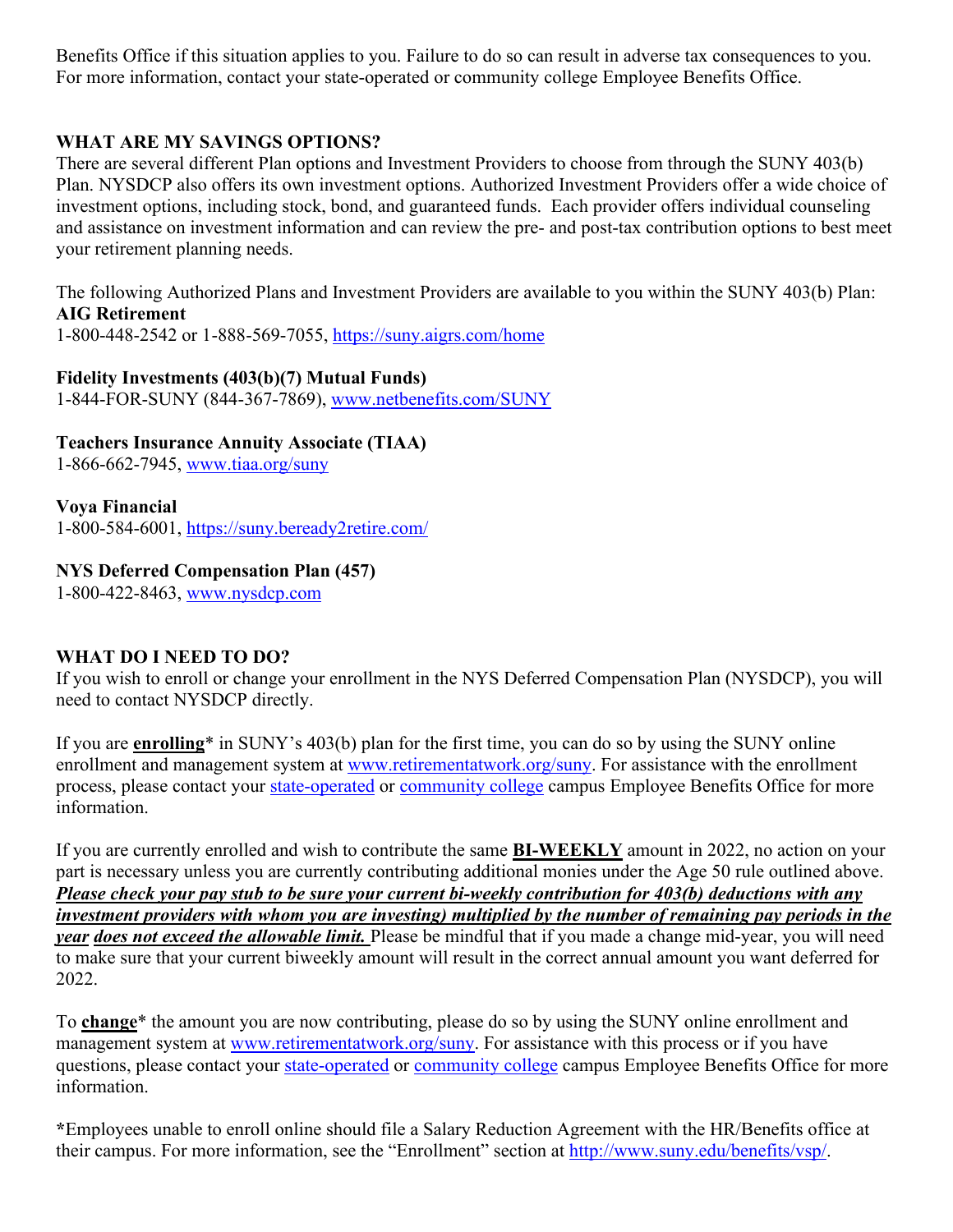Benefits Office if this situation applies to you. Failure to do so can result in adverse tax consequences to you. For more information, contact your state-operated or community college Employee Benefits Office.

## WHAT ARE MY SAVINGS OPTIONS?

There are several different Plan options and Investment Providers to choose from through the SUNY 403(b) Plan. NYSDCP also offers its own investment options. Authorized Investment Providers offer a wide choice of investment options, including stock, bond, and guaranteed funds. Each provider offers individual counseling and assistance on investment information and can review the pre- and post-tax contribution options to best meet your retirement planning needs.

The following Authorized Plans and Investment Providers are available to you within the SUNY 403(b) Plan:

**AIG Retirement**
1-800-448-2542 or 1-888-569-7055, https://suny.aigrs.com/home

**Fidelity Investments (403(b)(7) Mutual Funds)**
1-844-FOR-SUNY (844-367-7869), www.netbenefits.com/SUNY

**Teachers Insurance Annuity Associate (TIAA)**
1-866-662-7945, www.tiaa.org/suny

**Voya Financial**
1-800-584-6001, https://suny.beready2retire.com/

**NYS Deferred Compensation Plan (457)**
1-800-422-8463, www.nysdcp.com

## WHAT DO I NEED TO DO?

If you wish to enroll or change your enrollment in the NYS Deferred Compensation Plan (NYSDCP), you will need to contact NYSDCP directly.

If you are **enrolling*** in SUNY's 403(b) plan for the first time, you can do so by using the SUNY online enrollment and management system at www.retirementatwork.org/suny. For assistance with the enrollment process, please contact your state-operated or community college campus Employee Benefits Office for more information.

If you are currently enrolled and wish to contribute the same **BI-WEEKLY** amount in 2022, no action on your part is necessary unless you are currently contributing additional monies under the Age 50 rule outlined above. ***Please check your pay stub to be sure your current bi-weekly contribution for 403(b) deductions with any investment providers with whom you are investing) multiplied by the number of remaining pay periods in the year does not exceed the allowable limit.*** Please be mindful that if you made a change mid-year, you will need to make sure that your current biweekly amount will result in the correct annual amount you want deferred for 2022.

To **change*** the amount you are now contributing, please do so by using the SUNY online enrollment and management system at www.retirementatwork.org/suny. For assistance with this process or if you have questions, please contact your state-operated or community college campus Employee Benefits Office for more information.

***Employees unable to enroll online should file a Salary Reduction Agreement with the HR/Benefits office at their campus. For more information, see the "Enrollment" section at http://www.suny.edu/benefits/vsp/.